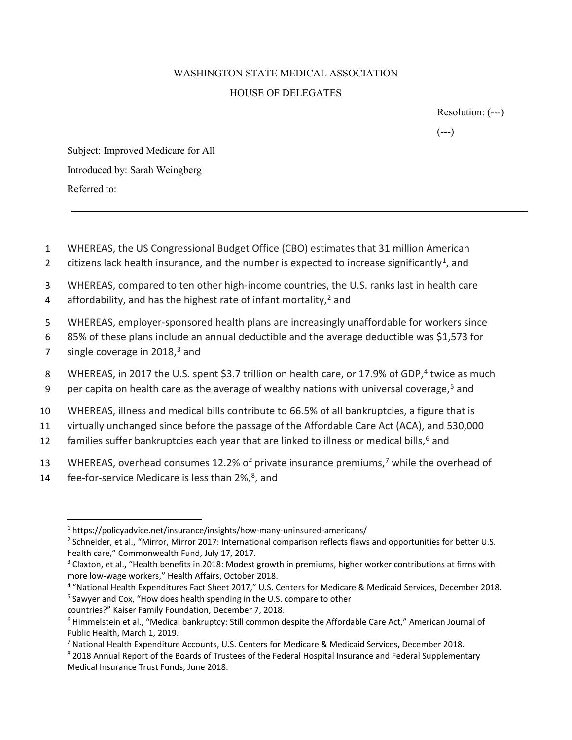WASHINGTON STATE MEDICAL ASSOCIATION

HOUSE OF DELEGATES

Resolution: (---)

(---)

Subject: Improved Medicare for All

Introduced by: Sarah Weingberg

Referred to:

---

1 WHEREAS, the US Congressional Budget Office (CBO) estimates that 31 million American
2 citizens lack health insurance, and the number is expected to increase significantly[1], and

3 WHEREAS, compared to ten other high-income countries, the U.S. ranks last in health care
4 affordability, and has the highest rate of infant mortality,[2] and

5 WHEREAS, employer-sponsored health plans are increasingly unaffordable for workers since
6 85% of these plans include an annual deductible and the average deductible was $1,573 for
7 single coverage in 2018,[3] and

8 WHEREAS, in 2017 the U.S. spent $3.7 trillion on health care, or 17.9% of GDP,[4] twice as much
9 per capita on health care as the average of wealthy nations with universal coverage,[5] and

10 WHEREAS, illness and medical bills contribute to 66.5% of all bankruptcies, a figure that is
11 virtually unchanged since before the passage of the Affordable Care Act (ACA), and 530,000
12 families suffer bankruptcies each year that are linked to illness or medical bills,[6] and

13 WHEREAS, overhead consumes 12.2% of private insurance premiums,[7] while the overhead of
14 fee-for-service Medicare is less than 2%,[8], and

---

[1] https://policyadvice.net/insurance/insights/how-many-uninsured-americans/

[2] Schneider, et al., "Mirror, Mirror 2017: International comparison reflects flaws and opportunities for better U.S. health care," Commonwealth Fund, July 17, 2017.

[3] Claxton, et al., "Health benefits in 2018: Modest growth in premiums, higher worker contributions at firms with more low-wage workers," Health Affairs, October 2018.

[4] "National Health Expenditures Fact Sheet 2017," U.S. Centers for Medicare & Medicaid Services, December 2018.

[5] Sawyer and Cox, "How does health spending in the U.S. compare to other countries?" Kaiser Family Foundation, December 7, 2018.

[6] Himmelstein et al., "Medical bankruptcy: Still common despite the Affordable Care Act," American Journal of Public Health, March 1, 2019.

[7] National Health Expenditure Accounts, U.S. Centers for Medicare & Medicaid Services, December 2018.

[8] 2018 Annual Report of the Boards of Trustees of the Federal Hospital Insurance and Federal Supplementary Medical Insurance Trust Funds, June 2018.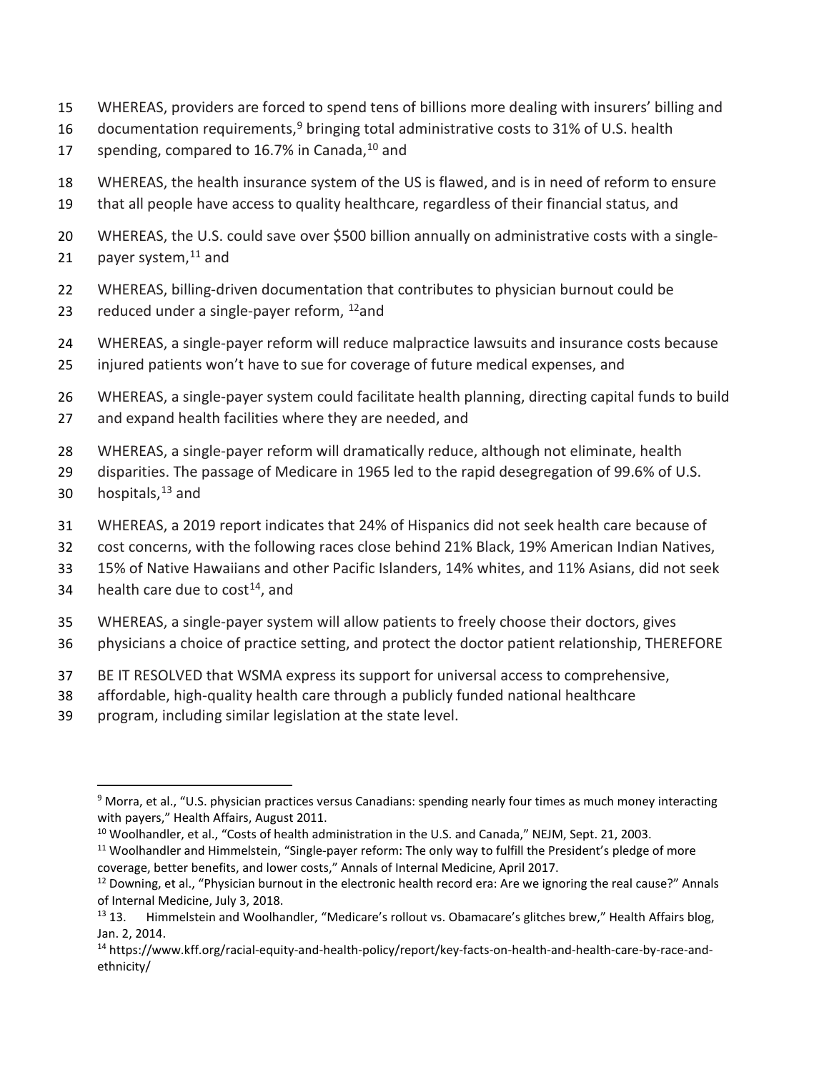WHEREAS, providers are forced to spend tens of billions more dealing with insurers' billing and documentation requirements,[9] bringing total administrative costs to 31% of U.S. health spending, compared to 16.7% in Canada,[10] and

WHEREAS, the health insurance system of the US is flawed, and is in need of reform to ensure that all people have access to quality healthcare, regardless of their financial status, and

WHEREAS, the U.S. could save over $500 billion annually on administrative costs with a single-payer system,[11] and

WHEREAS, billing-driven documentation that contributes to physician burnout could be reduced under a single-payer reform, [12]and

WHEREAS, a single-payer reform will reduce malpractice lawsuits and insurance costs because injured patients won't have to sue for coverage of future medical expenses, and

WHEREAS, a single-payer system could facilitate health planning, directing capital funds to build and expand health facilities where they are needed, and

WHEREAS, a single-payer reform will dramatically reduce, although not eliminate, health disparities. The passage of Medicare in 1965 led to the rapid desegregation of 99.6% of U.S. hospitals,[13] and

WHEREAS, a 2019 report indicates that 24% of Hispanics did not seek health care because of cost concerns, with the following races close behind 21% Black, 19% American Indian Natives, 15% of Native Hawaiians and other Pacific Islanders, 14% whites, and 11% Asians, did not seek health care due to cost[14], and

WHEREAS, a single-payer system will allow patients to freely choose their doctors, gives physicians a choice of practice setting, and protect the doctor patient relationship, THEREFORE

BE IT RESOLVED that WSMA express its support for universal access to comprehensive, affordable, high-quality health care through a publicly funded national healthcare program, including similar legislation at the state level.

---

[9] Morra, et al., "U.S. physician practices versus Canadians: spending nearly four times as much money interacting with payers," Health Affairs, August 2011.

[10] Woolhandler, et al., "Costs of health administration in the U.S. and Canada," NEJM, Sept. 21, 2003.

[11] Woolhandler and Himmelstein, "Single-payer reform: The only way to fulfill the President's pledge of more coverage, better benefits, and lower costs," Annals of Internal Medicine, April 2017.

[12] Downing, et al., "Physician burnout in the electronic health record era: Are we ignoring the real cause?" Annals of Internal Medicine, July 3, 2018.

[13] 13. Himmelstein and Woolhandler, "Medicare's rollout vs. Obamacare's glitches brew," Health Affairs blog, Jan. 2, 2014.

[14] https://www.kff.org/racial-equity-and-health-policy/report/key-facts-on-health-and-health-care-by-race-and-ethnicity/